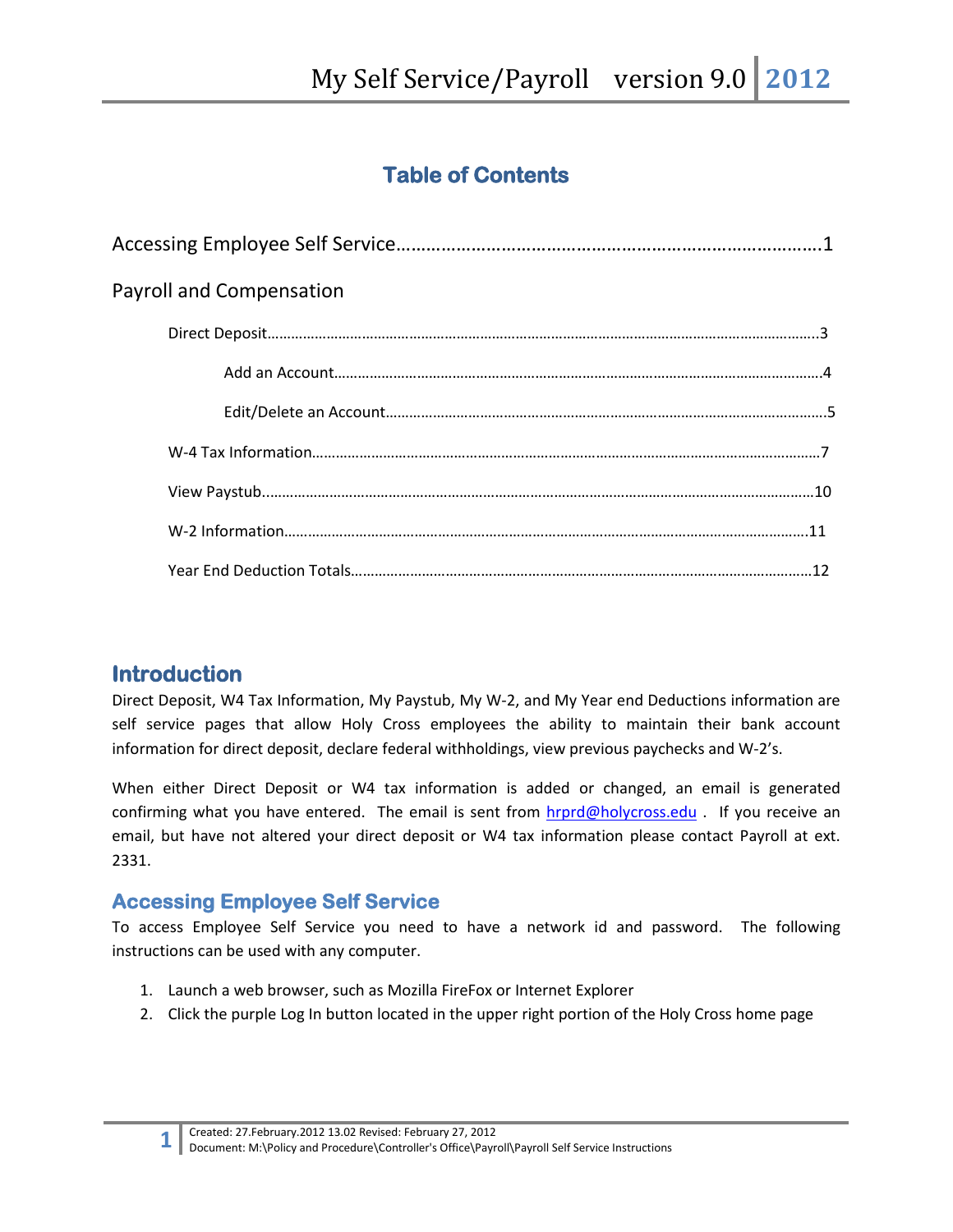# Table of Contents

Accessing Employee Self Service……………………………………………………………………………1

Payroll and Compensation

- Direct Deposit………………………………………………………………………………………………………….3
  - Add an Account……………………………………………………………………………………………4
  - Edit/Delete an Account………………………………………………………………………………….5
- W-4 Tax Information………………………………………………………………………………………………7
- View Paystub…………………………………………………………………………………………………………10
- W-2 Information……………………………………………………………………………………………………11
- Year End Deduction Totals………………………………………………………………………………………12

## Introduction

Direct Deposit, W4 Tax Information, My Paystub, My W-2, and My Year end Deductions information are self service pages that allow Holy Cross employees the ability to maintain their bank account information for direct deposit, declare federal withholdings, view previous paychecks and W-2's.

When either Direct Deposit or W4 tax information is added or changed, an email is generated confirming what you have entered. The email is sent from hrprd@holycross.edu . If you receive an email, but have not altered your direct deposit or W4 tax information please contact Payroll at ext. 2331.

## Accessing Employee Self Service

To access Employee Self Service you need to have a network id and password. The following instructions can be used with any computer.

1. Launch a web browser, such as Mozilla FireFox or Internet Explorer
2. Click the purple Log In button located in the upper right portion of the Holy Cross home page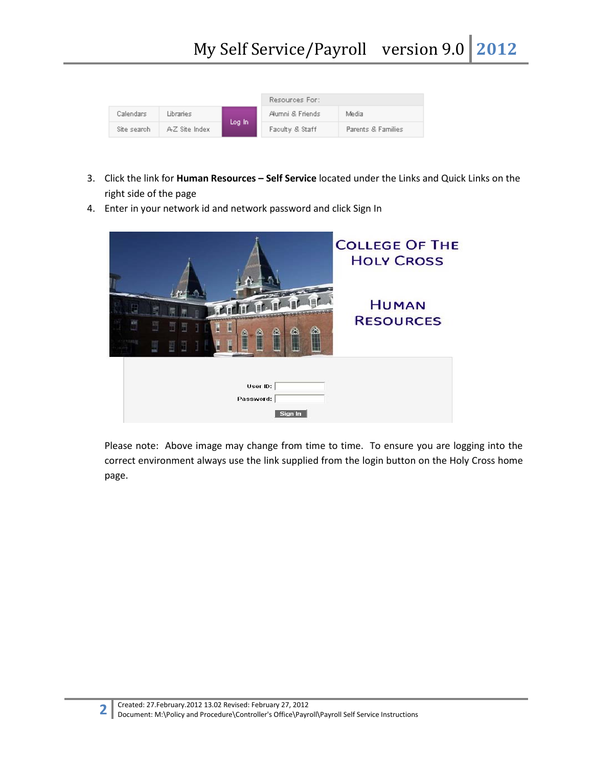| Calendars | Libraries | Log In | Resources For: | |
|---|---|---|---|---|
| | | | Alumni & Friends | Media |
| Site search | A-Z Site Index | | Faculty & Staff | Parents & Families |

3. Click the link for **Human Resources – Self Service** located under the Links and Quick Links on the right side of the page
4. Enter in your network id and network password and click Sign In

COLLEGE OF THE HOLY CROSS

HUMAN RESOURCES

User ID:
Password:
Sign In

Please note: Above image may change from time to time. To ensure you are logging into the correct environment always use the link supplied from the login button on the Holy Cross home page.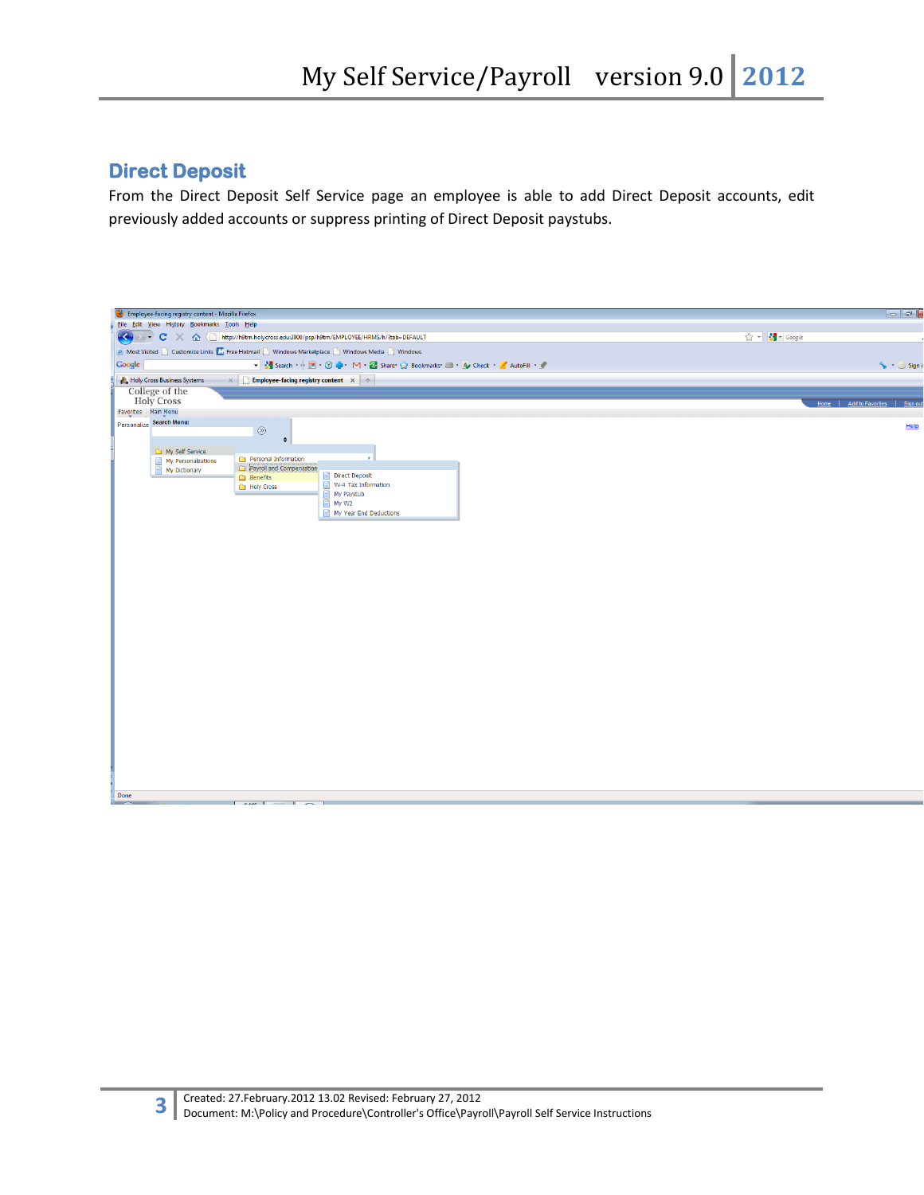## Direct Deposit

From the Direct Deposit Self Service page an employee is able to add Direct Deposit accounts, edit previously added accounts or suppress printing of Direct Deposit paystubs.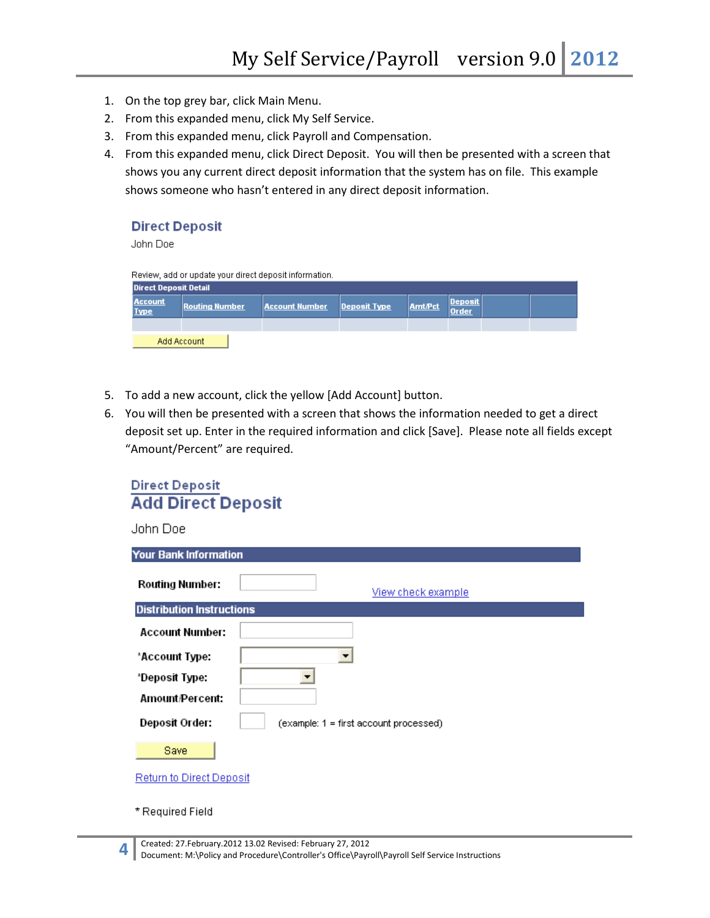1. On the top grey bar, click Main Menu.
2. From this expanded menu, click My Self Service.
3. From this expanded menu, click Payroll and Compensation.
4. From this expanded menu, click Direct Deposit. You will then be presented with a screen that shows you any current direct deposit information that the system has on file. This example shows someone who hasn't entered in any direct deposit information.

**Direct Deposit**

John Doe

Review, add or update your direct deposit information.

**Direct Deposit Detail**

| Account Type | Routing Number | Account Number | Deposit Type | Amt/Pct | Deposit Order | | |
|---|---|---|---|---|---|---|---|
| | | | | | | | |

Add Account

5. To add a new account, click the yellow [Add Account] button.
6. You will then be presented with a screen that shows the information needed to get a direct deposit set up. Enter in the required information and click [Save]. Please note all fields except "Amount/Percent" are required.

**Direct Deposit**

**Add Direct Deposit**

John Doe

**Your Bank Information**

Routing Number: View check example

**Distribution Instructions**

Account Number:

*Account Type:

*Deposit Type:

Amount/Percent:

Deposit Order: (example: 1 = first account processed)

Save

Return to Direct Deposit

* Required Field

Created: 27.February.2012 13.02 Revised: February 27, 2012
Document: M:\Policy and Procedure\Controller's Office\Payroll\Payroll Self Service Instructions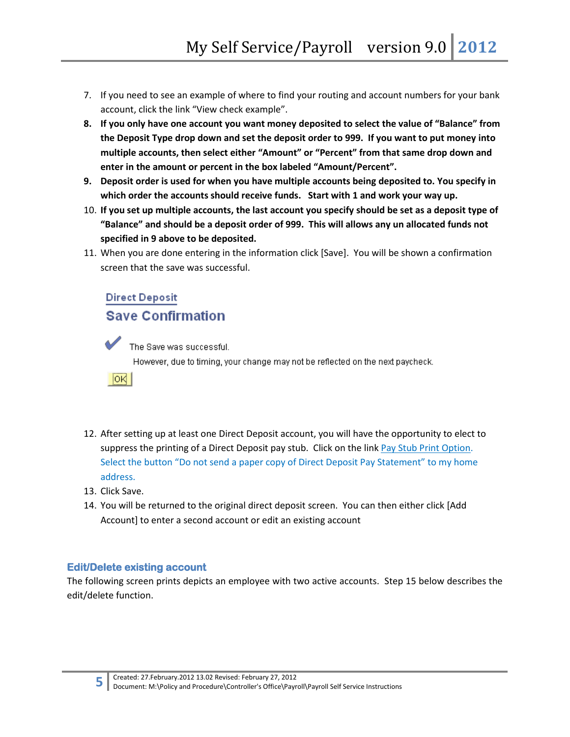7. If you need to see an example of where to find your routing and account numbers for your bank account, click the link "View check example".
8. **If you only have one account you want money deposited to select the value of "Balance" from the Deposit Type drop down and set the deposit order to 999. If you want to put money into multiple accounts, then select either "Amount" or "Percent" from that same drop down and enter in the amount or percent in the box labeled "Amount/Percent".**
9. **Deposit order is used for when you have multiple accounts being deposited to. You specify in which order the accounts should receive funds. Start with 1 and work your way up.**
10. **If you set up multiple accounts, the last account you specify should be set as a deposit type of "Balance" and should be a deposit order of 999. This will allows any un allocated funds not specified in 9 above to be deposited.**
11. When you are done entering in the information click [Save]. You will be shown a confirmation screen that the save was successful.

Direct Deposit

**Save Confirmation**

The Save was successful.

However, due to timing, your change may not be reflected on the next paycheck.

OK

12. After setting up at least one Direct Deposit account, you will have the opportunity to elect to suppress the printing of a Direct Deposit pay stub. Click on the link Pay Stub Print Option. Select the button "Do not send a paper copy of Direct Deposit Pay Statement" to my home address.
13. Click Save.
14. You will be returned to the original direct deposit screen. You can then either click [Add Account] to enter a second account or edit an existing account

### Edit/Delete existing account

The following screen prints depicts an employee with two active accounts. Step 15 below describes the edit/delete function.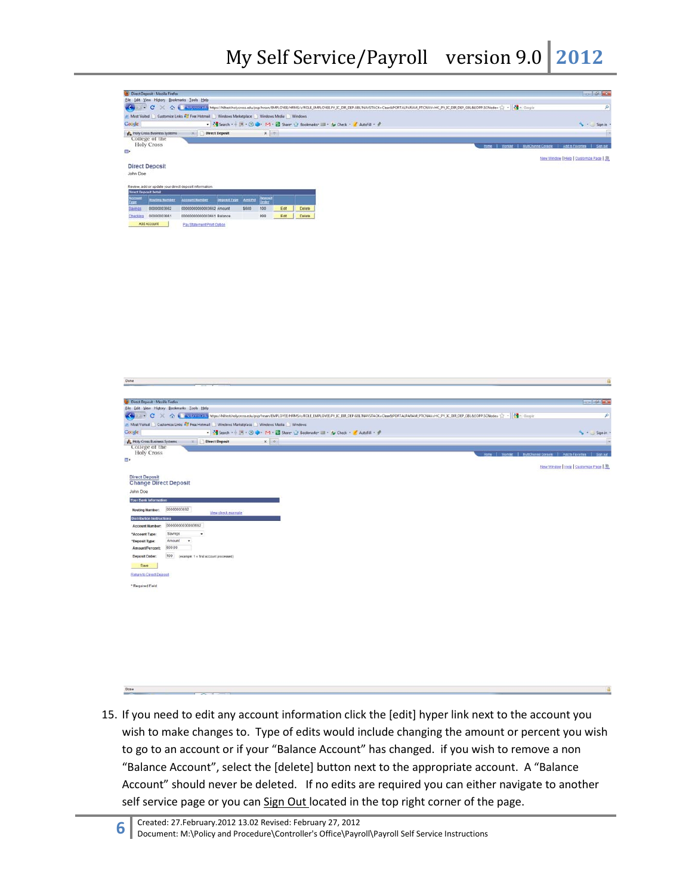15. If you need to edit any account information click the [edit] hyper link next to the account you wish to make changes to. Type of edits would include changing the amount or percent you wish to go to an account or if your "Balance Account" has changed. if you wish to remove a non "Balance Account", select the [delete] button next to the appropriate account. A "Balance Account" should never be deleted. If no edits are required you can either navigate to another self service page or you can Sign Out located in the top right corner of the page.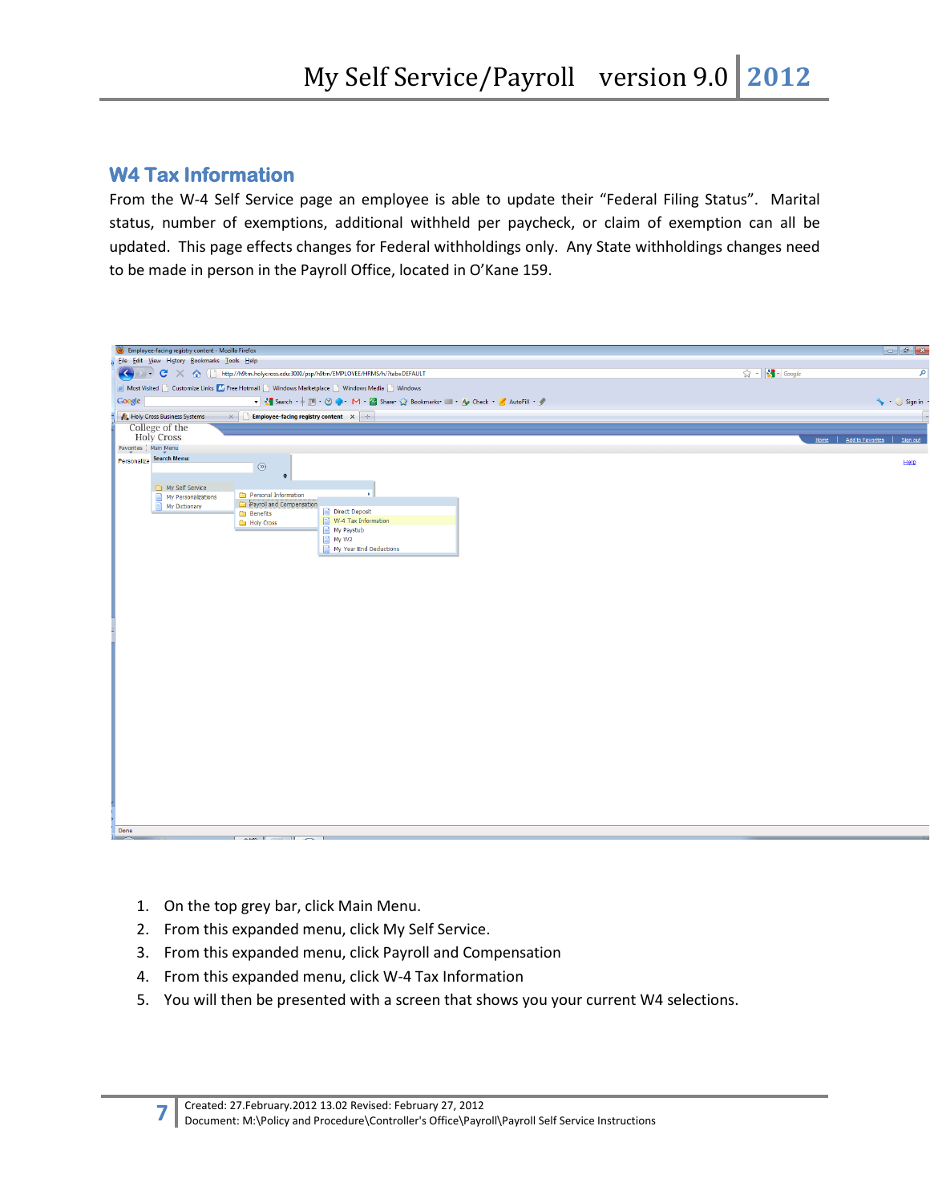## W4 Tax Information

From the W-4 Self Service page an employee is able to update their “Federal Filing Status”. Marital status, number of exemptions, additional withheld per paycheck, or claim of exemption can all be updated. This page effects changes for Federal withholdings only. Any State withholdings changes need to be made in person in the Payroll Office, located in O’Kane 159.

1. On the top grey bar, click Main Menu.
2. From this expanded menu, click My Self Service.
3. From this expanded menu, click Payroll and Compensation
4. From this expanded menu, click W-4 Tax Information
5. You will then be presented with a screen that shows you your current W4 selections.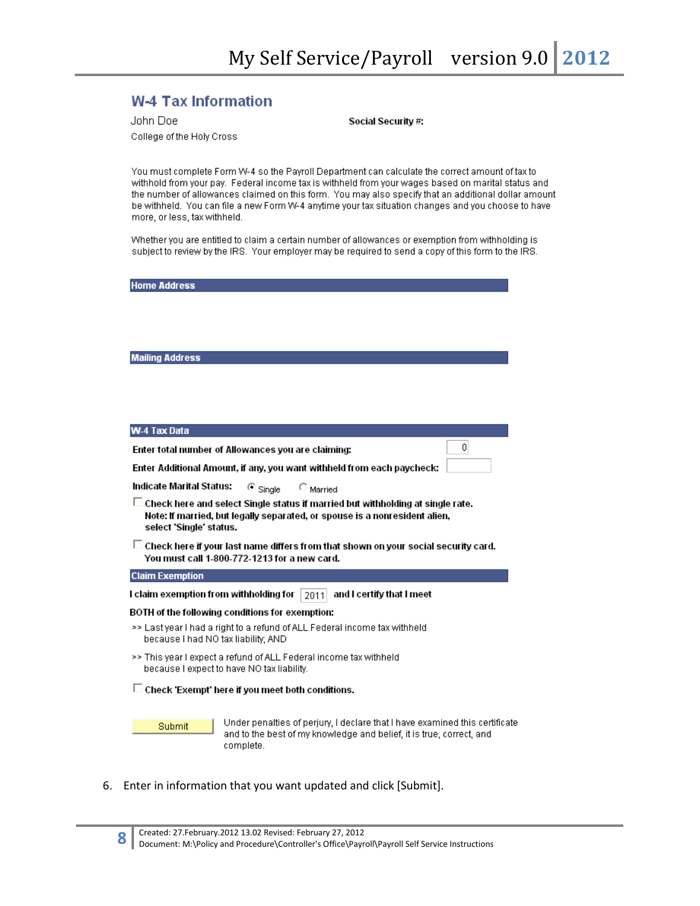## W-4 Tax Information

John Doe

Social Security #:

College of the Holy Cross

You must complete Form W-4 so the Payroll Department can calculate the correct amount of tax to withhold from your pay. Federal income tax is withheld from your wages based on marital status and the number of allowances claimed on this form. You may also specify that an additional dollar amount be withheld. You can file a new Form W-4 anytime your tax situation changes and you choose to have more, or less, tax withheld.

Whether you are entitled to claim a certain number of allowances or exemption from withholding is subject to review by the IRS. Your employer may be required to send a copy of this form to the IRS.

**Home Address**

**Mailing Address**

**W-4 Tax Data**

**Enter total number of Allowances you are claiming:** 0

**Enter Additional Amount, if any, you want withheld from each paycheck:**

**Indicate Marital Status:** (•) Single ( ) Married

☐ **Check here and select Single status if married but withholding at single rate. Note: If married, but legally separated, or spouse is a nonresident alien, select 'Single' status.**

☐ **Check here if your last name differs from that shown on your social security card. You must call 1-800-772-1213 for a new card.**

**Claim Exemption**

**I claim exemption from withholding for** 2011 **and I certify that I meet BOTH of the following conditions for exemption:**

>> Last year I had a right to a refund of ALL Federal income tax withheld because I had NO tax liability; AND

>> This year I expect a refund of ALL Federal income tax withheld because I expect to have NO tax liability.

☐ **Check 'Exempt' here if you meet both conditions.**

[Submit] Under penalties of perjury, I declare that I have examined this certificate and to the best of my knowledge and belief, it is true, correct, and complete.

6. Enter in information that you want updated and click [Submit].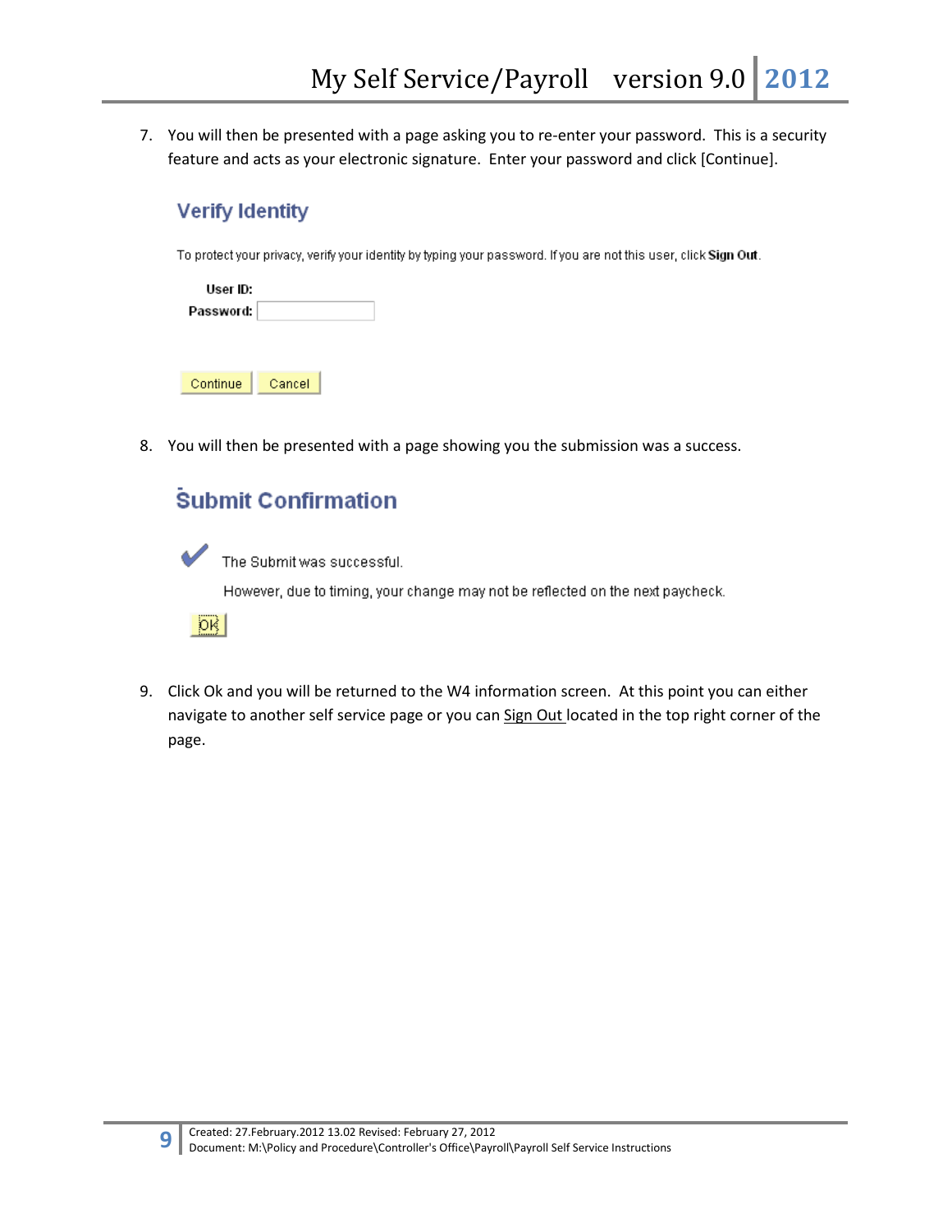7. You will then be presented with a page asking you to re-enter your password. This is a security feature and acts as your electronic signature. Enter your password and click [Continue].

   **Verify Identity**

   To protect your privacy, verify your identity by typing your password. If you are not this user, click **Sign Out**.

   **User ID:**
   **Password:**

   Continue | Cancel

8. You will then be presented with a page showing you the submission was a success.

   **Submit Confirmation**

   The Submit was successful.

   However, due to timing, your change may not be reflected on the next paycheck.

   OK

9. Click Ok and you will be returned to the W4 information screen. At this point you can either navigate to another self service page or you can Sign Out located in the top right corner of the page.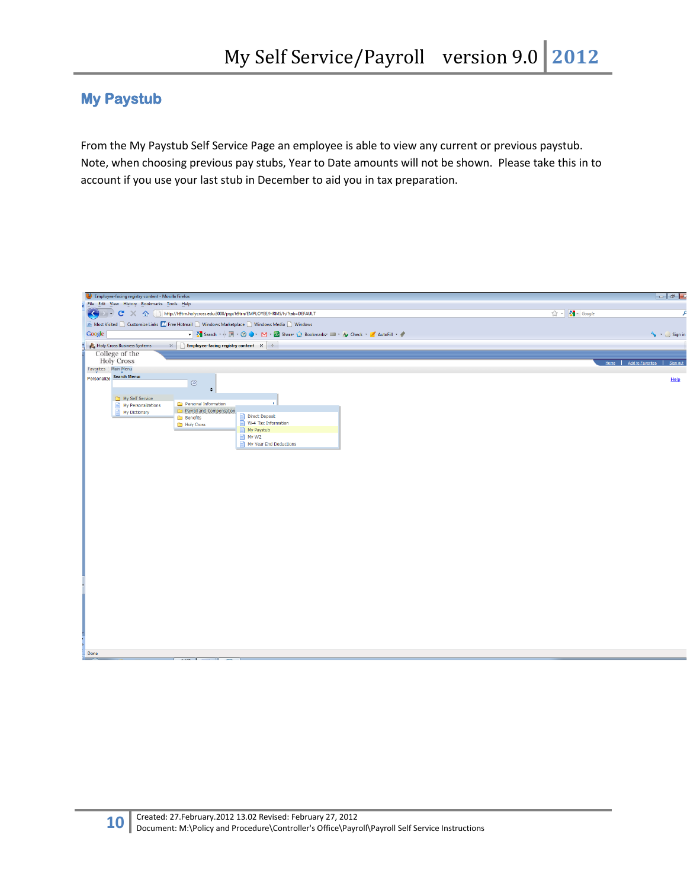## My Paystub

From the My Paystub Self Service Page an employee is able to view any current or previous paystub. Note, when choosing previous pay stubs, Year to Date amounts will not be shown. Please take this in to account if you use your last stub in December to aid you in tax preparation.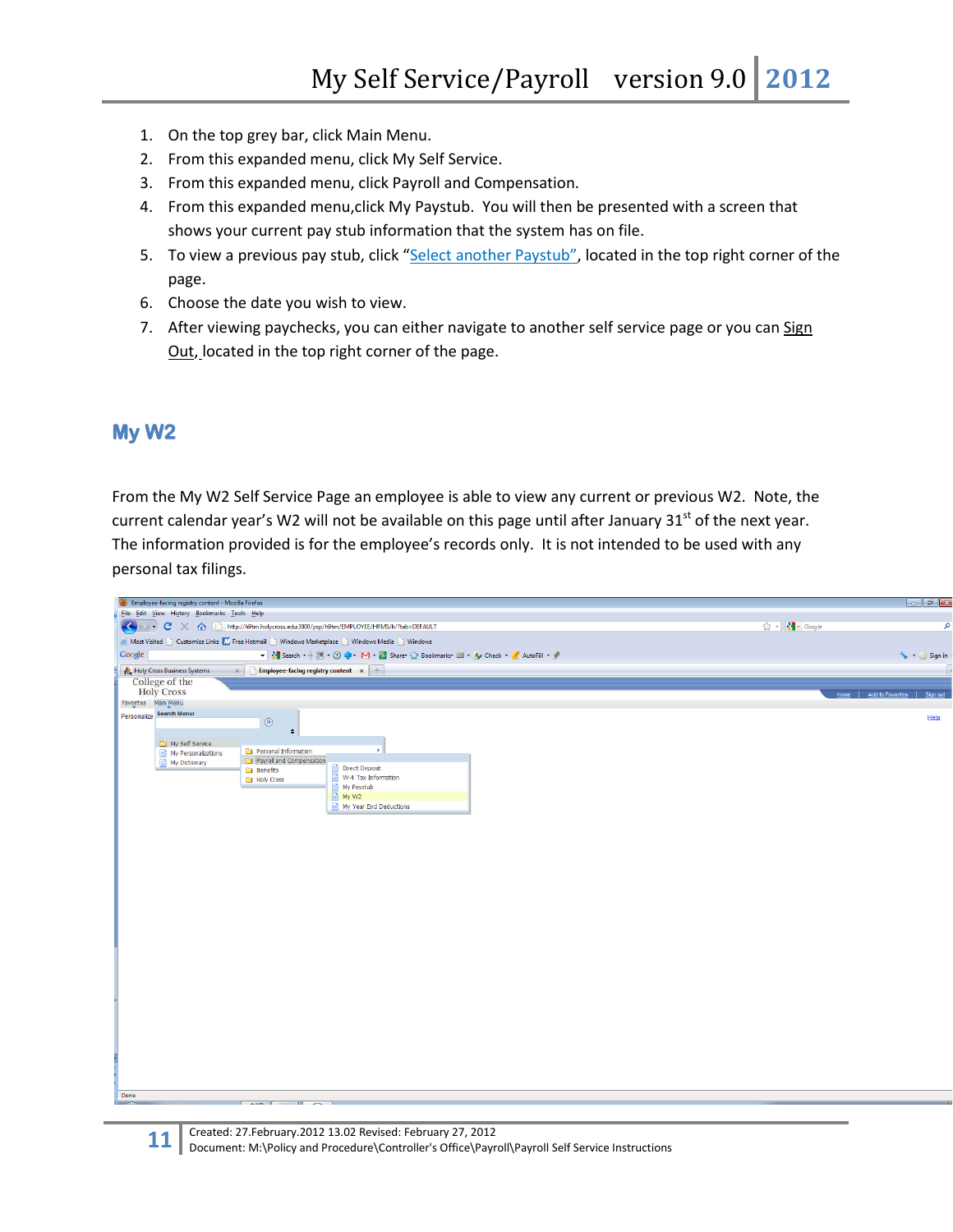1. On the top grey bar, click Main Menu.
2. From this expanded menu, click My Self Service.
3. From this expanded menu, click Payroll and Compensation.
4. From this expanded menu,click My Paystub. You will then be presented with a screen that shows your current pay stub information that the system has on file.
5. To view a previous pay stub, click "Select another Paystub", located in the top right corner of the page.
6. Choose the date you wish to view.
7. After viewing paychecks, you can either navigate to another self service page or you can Sign Out, located in the top right corner of the page.

## My W2

From the My W2 Self Service Page an employee is able to view any current or previous W2. Note, the current calendar year's W2 will not be available on this page until after January 31st of the next year. The information provided is for the employee's records only. It is not intended to be used with any personal tax filings.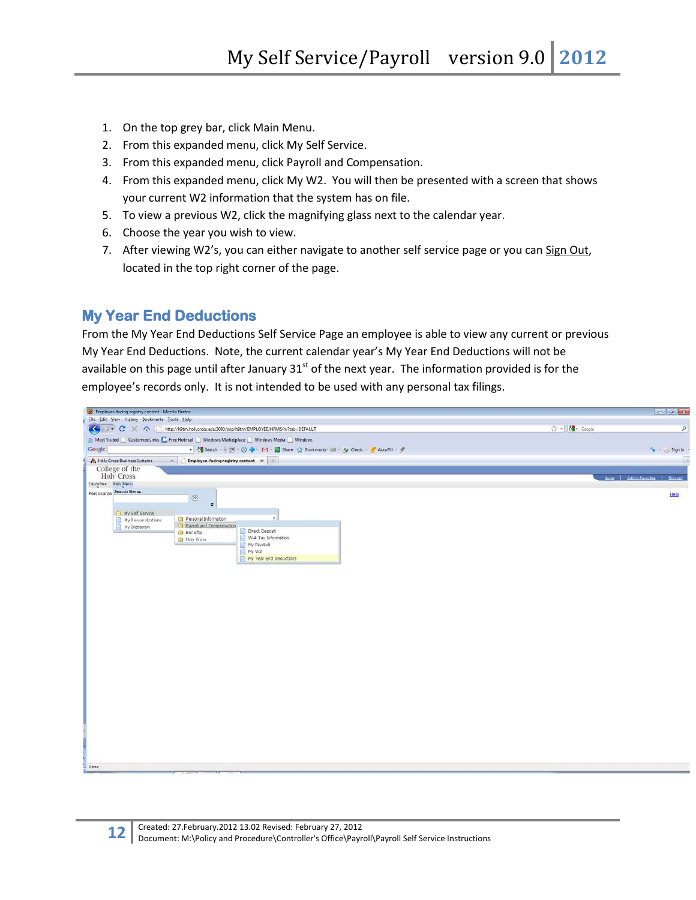1. On the top grey bar, click Main Menu.
2. From this expanded menu, click My Self Service.
3. From this expanded menu, click Payroll and Compensation.
4. From this expanded menu, click My W2. You will then be presented with a screen that shows your current W2 information that the system has on file.
5. To view a previous W2, click the magnifying glass next to the calendar year.
6. Choose the year you wish to view.
7. After viewing W2's, you can either navigate to another self service page or you can Sign Out, located in the top right corner of the page.

## My Year End Deductions

From the My Year End Deductions Self Service Page an employee is able to view any current or previous My Year End Deductions. Note, the current calendar year's My Year End Deductions will not be available on this page until after January 31st of the next year. The information provided is for the employee's records only. It is not intended to be used with any personal tax filings.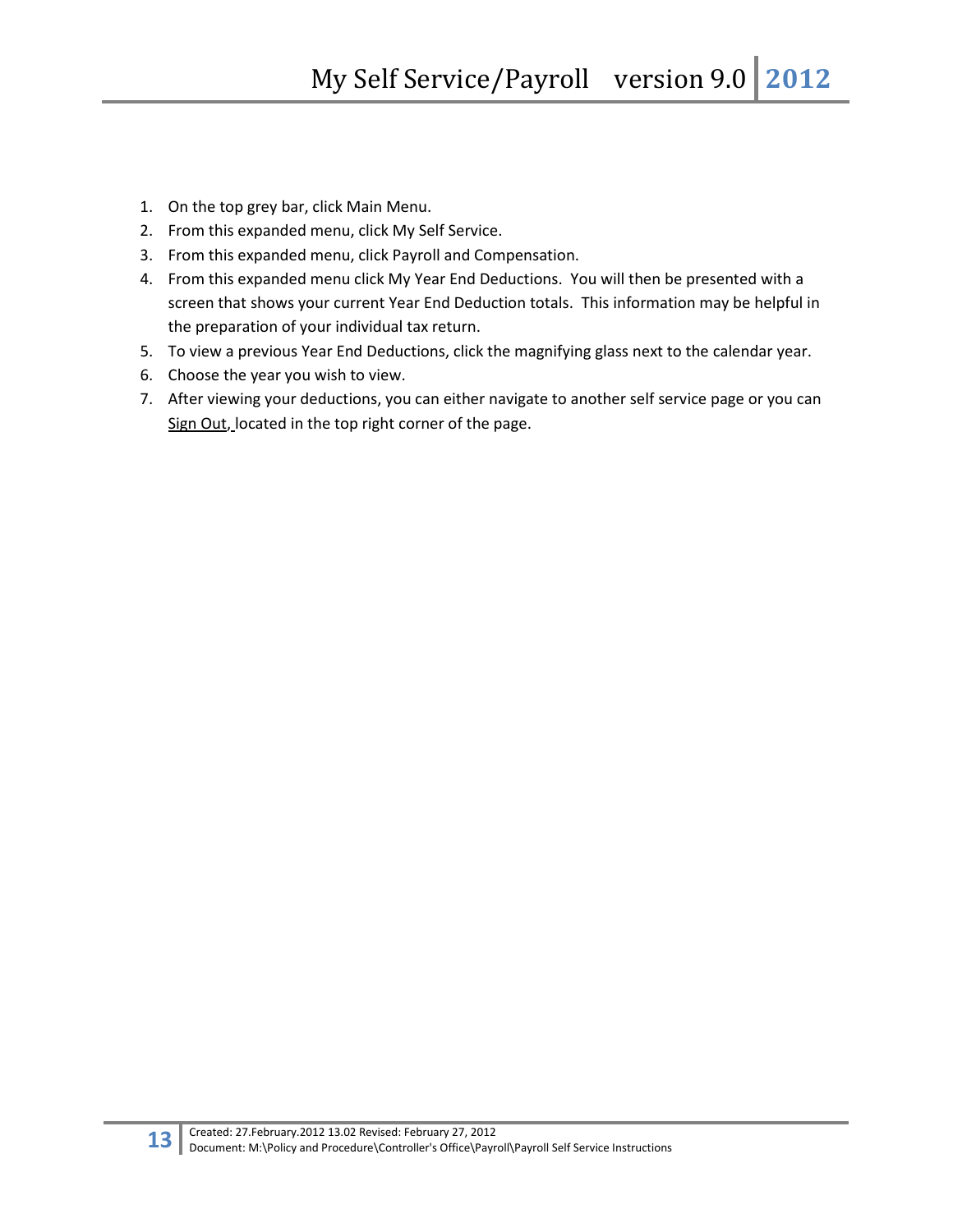1. On the top grey bar, click Main Menu.
2. From this expanded menu, click My Self Service.
3. From this expanded menu, click Payroll and Compensation.
4. From this expanded menu click My Year End Deductions. You will then be presented with a screen that shows your current Year End Deduction totals. This information may be helpful in the preparation of your individual tax return.
5. To view a previous Year End Deductions, click the magnifying glass next to the calendar year.
6. Choose the year you wish to view.
7. After viewing your deductions, you can either navigate to another self service page or you can Sign Out, located in the top right corner of the page.